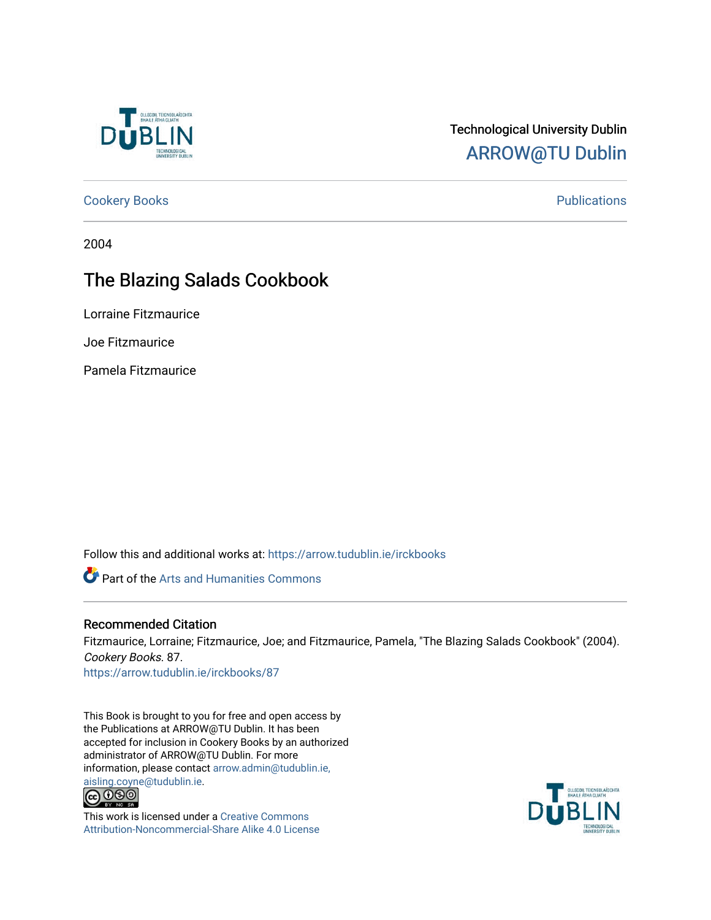Technological University Dublin

ARROW@TU Dublin

Cookery Books — Publications

2004

# The Blazing Salads Cookbook

Lorraine Fitzmaurice

Joe Fitzmaurice

Pamela Fitzmaurice

Follow this and additional works at: https://arrow.tudublin.ie/irckbooks

Part of the Arts and Humanities Commons

## Recommended Citation

Fitzmaurice, Lorraine; Fitzmaurice, Joe; and Fitzmaurice, Pamela, "The Blazing Salads Cookbook" (2004). *Cookery Books*. 87.
https://arrow.tudublin.ie/irckbooks/87

This Book is brought to you for free and open access by the Publications at ARROW@TU Dublin. It has been accepted for inclusion in Cookery Books by an authorized administrator of ARROW@TU Dublin. For more information, please contact arrow.admin@tudublin.ie, aisling.coyne@tudublin.ie.

This work is licensed under a Creative Commons Attribution-Noncommercial-Share Alike 4.0 License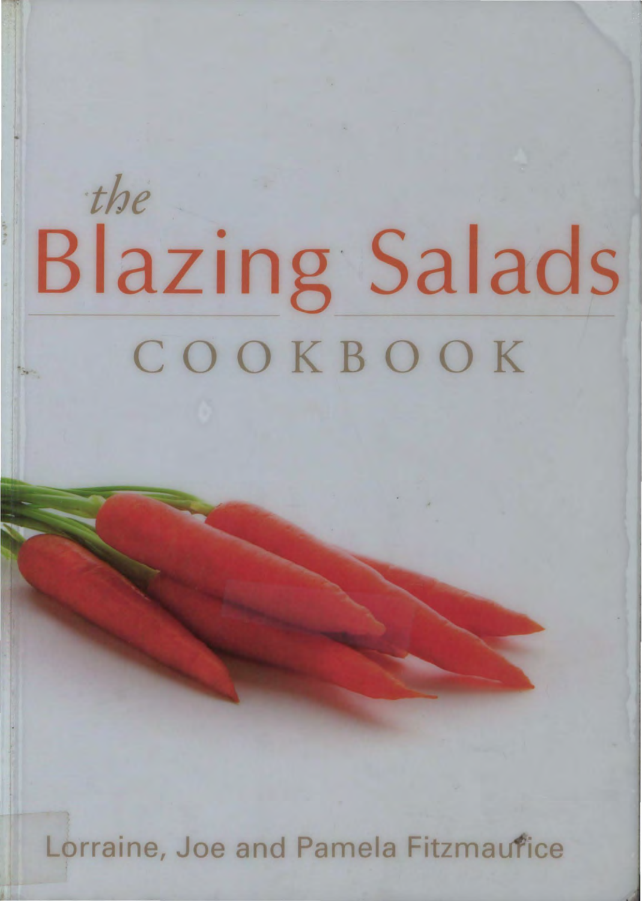*the*
# Blazing Salads
## COOKBOOK

Lorraine, Joe and Pamela Fitzmaurice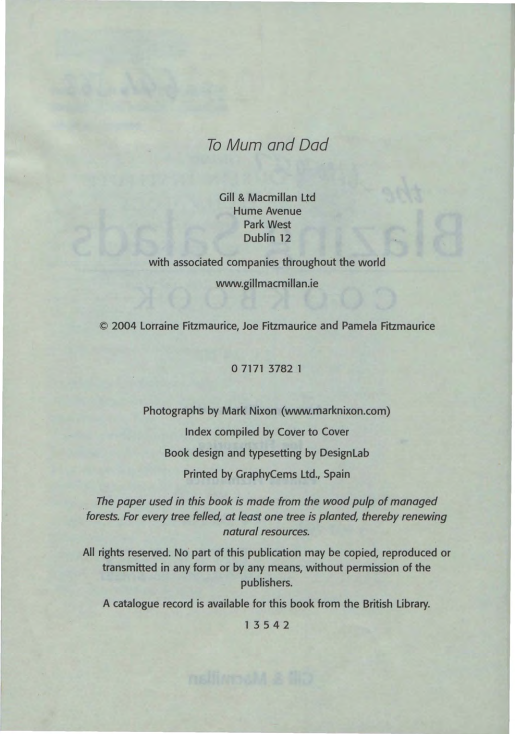*To Mum and Dad*

Gill & Macmillan Ltd
Hume Avenue
Park West
Dublin 12

with associated companies throughout the world

www.gillmacmillan.ie

© 2004 Lorraine Fitzmaurice, Joe Fitzmaurice and Pamela Fitzmaurice

0 7171 3782 1

Photographs by Mark Nixon (www.marknixon.com)

Index compiled by Cover to Cover

Book design and typesetting by DesignLab

Printed by GraphyCems Ltd., Spain

*The paper used in this book is made from the wood pulp of managed forests. For every tree felled, at least one tree is planted, thereby renewing natural resources.*

All rights reserved. No part of this publication may be copied, reproduced or transmitted in any form or by any means, without permission of the publishers.

A catalogue record is available for this book from the British Library.

1 3 5 4 2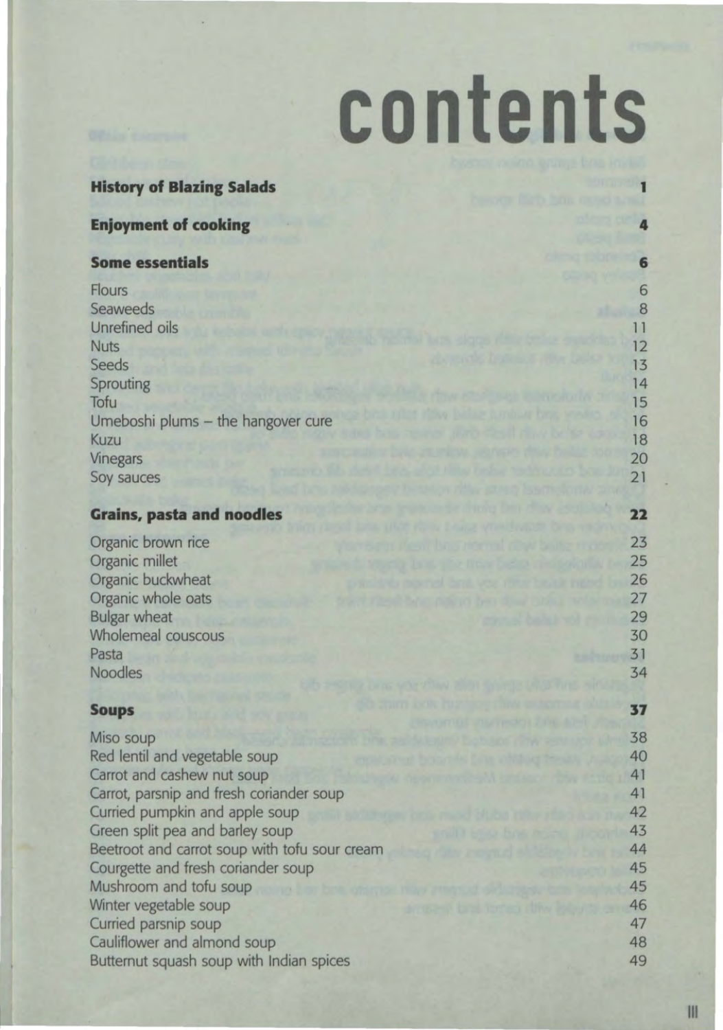# contents

| | |
|---|---|
| **History of Blazing Salads** | **1** |
| **Enjoyment of cooking** | **4** |
| **Some essentials** | **6** |
| Flours | 6 |
| Seaweeds | 8 |
| Unrefined oils | 11 |
| Nuts | 12 |
| Seeds | 13 |
| Sprouting | 14 |
| Tofu | 15 |
| Umeboshi plums – the hangover cure | 16 |
| Kuzu | 18 |
| Vinegars | 20 |
| Soy sauces | 21 |
| **Grains, pasta and noodles** | **22** |
| Organic brown rice | 23 |
| Organic millet | 25 |
| Organic buckwheat | 26 |
| Organic whole oats | 27 |
| Bulgar wheat | 29 |
| Wholemeal couscous | 30 |
| Pasta | 31 |
| Noodles | 34 |
| **Soups** | **37** |
| Miso soup | 38 |
| Red lentil and vegetable soup | 40 |
| Carrot and cashew nut soup | 41 |
| Carrot, parsnip and fresh coriander soup | 41 |
| Curried pumpkin and apple soup | 42 |
| Green split pea and barley soup | 43 |
| Beetroot and carrot soup with tofu sour cream | 44 |
| Courgette and fresh coriander soup | 45 |
| Mushroom and tofu soup | 45 |
| Winter vegetable soup | 46 |
| Curried parsnip soup | 47 |
| Cauliflower and almond soup | 48 |
| Butternut squash soup with Indian spices | 49 |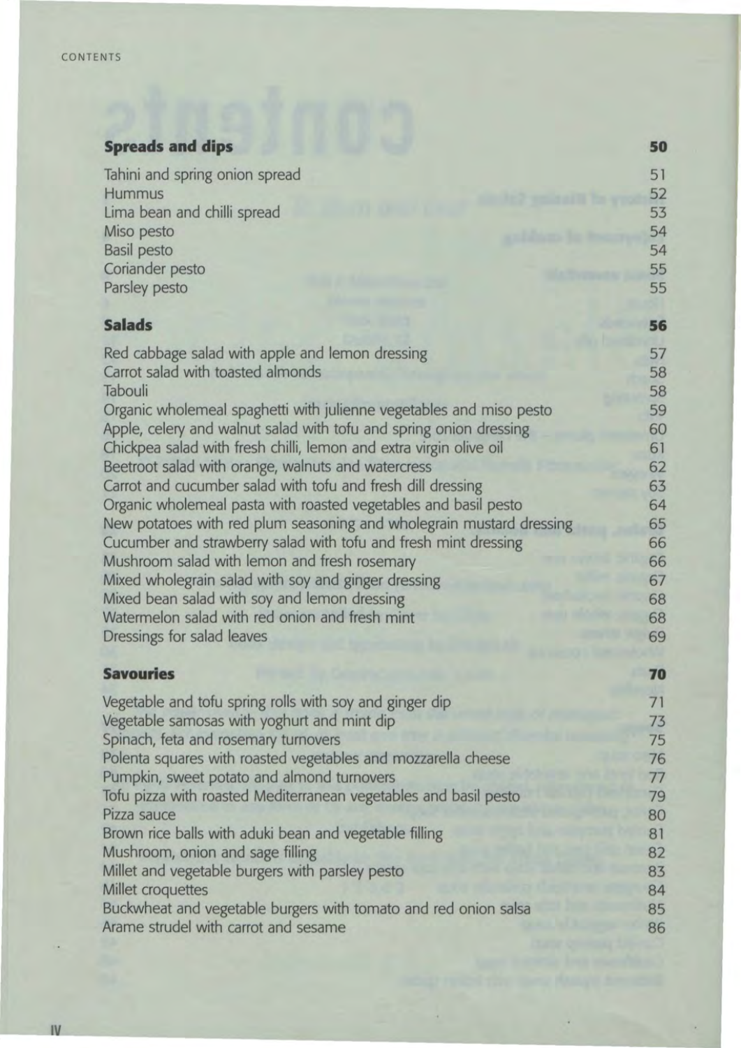## Spreads and dips — 50

- Tahini and spring onion spread — 51
- Hummus — 52
- Lima bean and chilli spread — 53
- Miso pesto — 54
- Basil pesto — 54
- Coriander pesto — 55
- Parsley pesto — 55

## Salads — 56

- Red cabbage salad with apple and lemon dressing — 57
- Carrot salad with toasted almonds — 58
- Tabouli — 58
- Organic wholemeal spaghetti with julienne vegetables and miso pesto — 59
- Apple, celery and walnut salad with tofu and spring onion dressing — 60
- Chickpea salad with fresh chilli, lemon and extra virgin olive oil — 61
- Beetroot salad with orange, walnuts and watercress — 62
- Carrot and cucumber salad with tofu and fresh dill dressing — 63
- Organic wholemeal pasta with roasted vegetables and basil pesto — 64
- New potatoes with red plum seasoning and wholegrain mustard dressing — 65
- Cucumber and strawberry salad with tofu and fresh mint dressing — 66
- Mushroom salad with lemon and fresh rosemary — 66
- Mixed wholegrain salad with soy and ginger dressing — 67
- Mixed bean salad with soy and lemon dressing — 68
- Watermelon salad with red onion and fresh mint — 68
- Dressings for salad leaves — 69

## Savouries — 70

- Vegetable and tofu spring rolls with soy and ginger dip — 71
- Vegetable samosas with yoghurt and mint dip — 73
- Spinach, feta and rosemary turnovers — 75
- Polenta squares with roasted vegetables and mozzarella cheese — 76
- Pumpkin, sweet potato and almond turnovers — 77
- Tofu pizza with roasted Mediterranean vegetables and basil pesto — 79
- Pizza sauce — 80
- Brown rice balls with aduki bean and vegetable filling — 81
- Mushroom, onion and sage filling — 82
- Millet and vegetable burgers with parsley pesto — 83
- Millet croquettes — 84
- Buckwheat and vegetable burgers with tomato and red onion salsa — 85
- Arame strudel with carrot and sesame — 86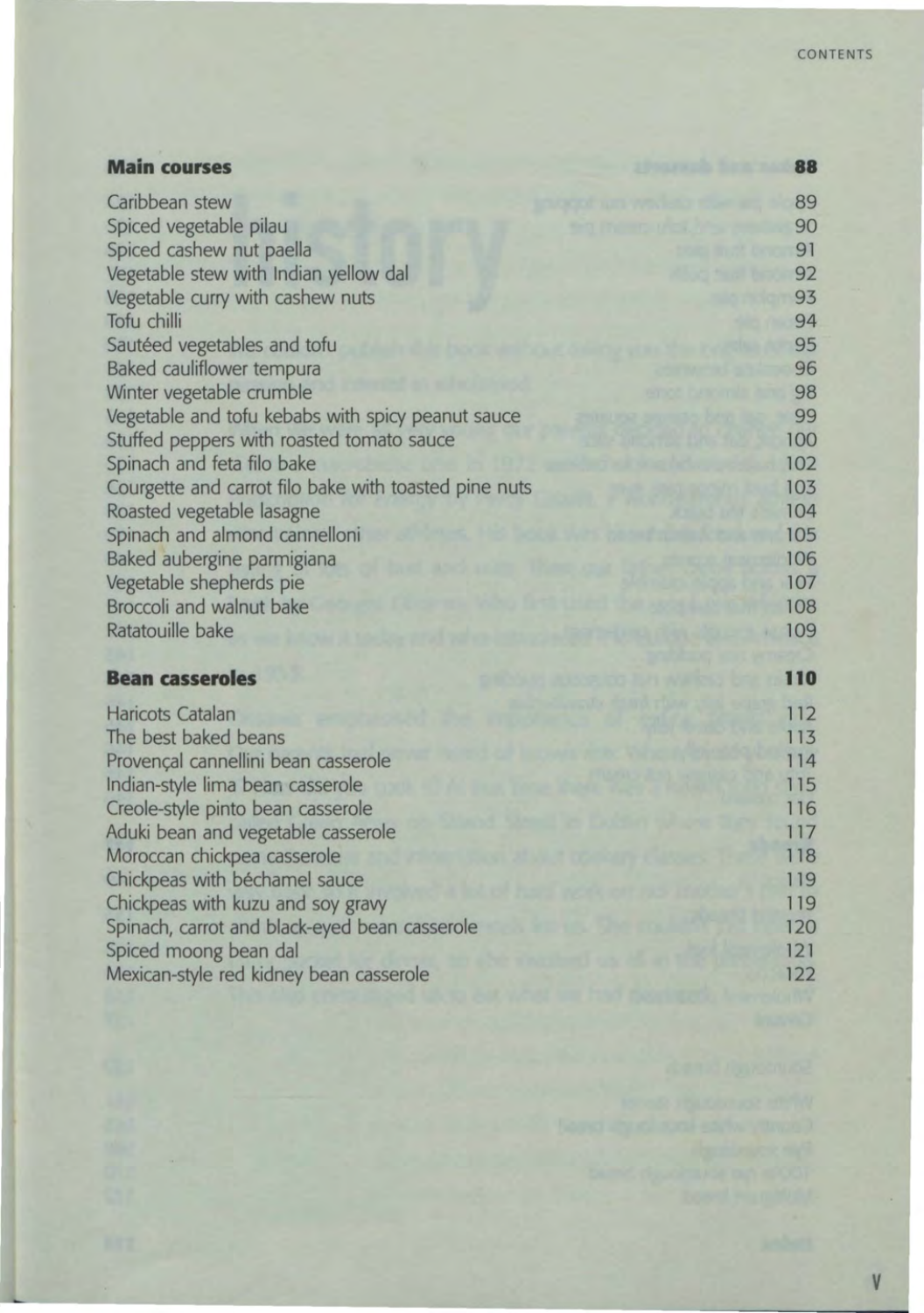## Main courses 88

| | |
|---|---|
| Caribbean stew | 89 |
| Spiced vegetable pilau | 90 |
| Spiced cashew nut paella | 91 |
| Vegetable stew with Indian yellow dal | 92 |
| Vegetable curry with cashew nuts | 93 |
| Tofu chilli | 94 |
| Sautéed vegetables and tofu | 95 |
| Baked cauliflower tempura | 96 |
| Winter vegetable crumble | 98 |
| Vegetable and tofu kebabs with spicy peanut sauce | 99 |
| Stuffed peppers with roasted tomato sauce | 100 |
| Spinach and feta filo bake | 102 |
| Courgette and carrot filo bake with toasted pine nuts | 103 |
| Roasted vegetable lasagne | 104 |
| Spinach and almond cannelloni | 105 |
| Baked aubergine parmigiana | 106 |
| Vegetable shepherds pie | 107 |
| Broccoli and walnut bake | 108 |
| Ratatouille bake | 109 |

## Bean casseroles 110

| | |
|---|---|
| Haricots Catalan | 112 |
| The best baked beans | 113 |
| Provençal cannellini bean casserole | 114 |
| Indian-style lima bean casserole | 115 |
| Creole-style pinto bean casserole | 116 |
| Aduki bean and vegetable casserole | 117 |
| Moroccan chickpea casserole | 118 |
| Chickpeas with béchamel sauce | 119 |
| Chickpeas with kuzu and soy gravy | 119 |
| Spinach, carrot and black-eyed bean casserole | 120 |
| Spiced moong bean dal | 121 |
| Mexican-style red kidney bean casserole | 122 |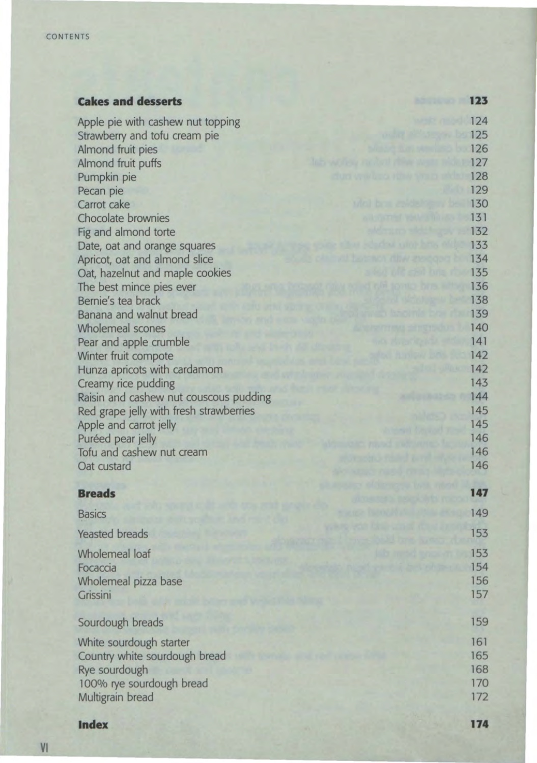**Cakes and desserts** 123

Apple pie with cashew nut topping 124
Strawberry and tofu cream pie 125
Almond fruit pies 126
Almond fruit puffs 127
Pumpkin pie 128
Pecan pie 129
Carrot cake 130
Chocolate brownies 131
Fig and almond torte 132
Date, oat and orange squares 133
Apricot, oat and almond slice 134
Oat, hazelnut and maple cookies 135
The best mince pies ever 136
Bernie's tea brack 138
Banana and walnut bread 139
Wholemeal scones 140
Pear and apple crumble 141
Winter fruit compote 142
Hunza apricots with cardamom 142
Creamy rice pudding 143
Raisin and cashew nut couscous pudding 144
Red grape jelly with fresh strawberries 145
Apple and carrot jelly 145
Puréed pear jelly 146
Tofu and cashew nut cream 146
Oat custard 146

**Breads** 147

Basics 149

Yeasted breads 153

Wholemeal loaf 153
Focaccia 154
Wholemeal pizza base 156
Grissini 157

Sourdough breads 159

White sourdough starter 161
Country white sourdough bread 165
Rye sourdough 168
100% rye sourdough bread 170
Multigrain bread 172

**Index** 174